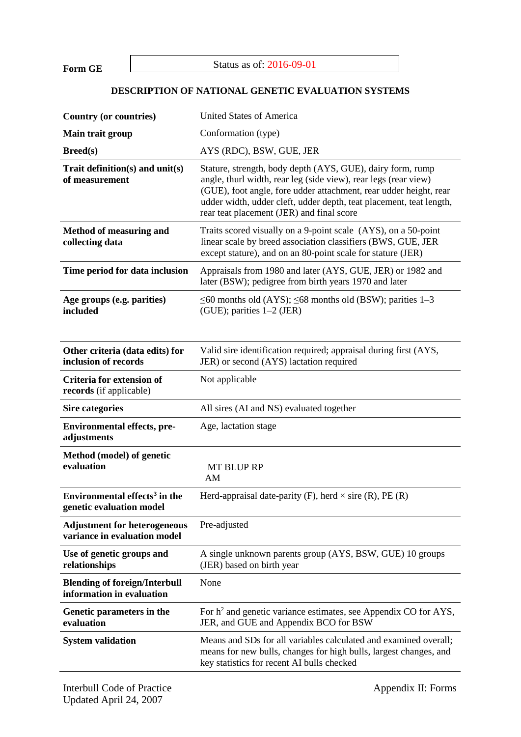**Form GE**

Status as of: 2016-09-01

## DESCRIPTION OF NATIONAL GENETIC EVALUATION SYSTEMS

| | |
|---|---|
| **Country (or countries)** | United States of America |
| **Main trait group** | Conformation (type) |
| **Breed(s)** | AYS (RDC), BSW, GUE, JER |
| **Trait definition(s) and unit(s) of measurement** | Stature, strength, body depth (AYS, GUE), dairy form, rump angle, thurl width, rear leg (side view), rear legs (rear view) (GUE), foot angle, fore udder attachment, rear udder height, rear udder width, udder cleft, udder depth, teat placement, teat length, rear teat placement (JER) and final score |
| **Method of measuring and collecting data** | Traits scored visually on a 9-point scale (AYS), on a 50-point linear scale by breed association classifiers (BWS, GUE, JER except stature), and on an 80-point scale for stature (JER) |
| **Time period for data inclusion** | Appraisals from 1980 and later (AYS, GUE, JER) or 1982 and later (BSW); pedigree from birth years 1970 and later |
| **Age groups (e.g. parities) included** | ≤60 months old (AYS); ≤68 months old (BSW); parities 1–3 (GUE); parities 1–2 (JER) |
| **Other criteria (data edits) for inclusion of records** | Valid sire identification required; appraisal during first (AYS, JER) or second (AYS) lactation required |
| **Criteria for extension of records** (if applicable) | Not applicable |
| **Sire categories** | All sires (AI and NS) evaluated together |
| **Environmental effects, pre-adjustments** | Age, lactation stage |
| **Method (model) of genetic evaluation** | MT BLUP RP AM |
| **Environmental effects[3] in the genetic evaluation model** | Herd-appraisal date-parity (F), herd × sire (R), PE (R) |
| **Adjustment for heterogeneous variance in evaluation model** | Pre-adjusted |
| **Use of genetic groups and relationships** | A single unknown parents group (AYS, BSW, GUE) 10 groups (JER) based on birth year |
| **Blending of foreign/Interbull information in evaluation** | None |
| **Genetic parameters in the evaluation** | For $h^2$ and genetic variance estimates, see Appendix CO for AYS, JER, and GUE and Appendix BCO for BSW |
| **System validation** | Means and SDs for all variables calculated and examined overall; means for new bulls, changes for high bulls, largest changes, and key statistics for recent AI bulls checked |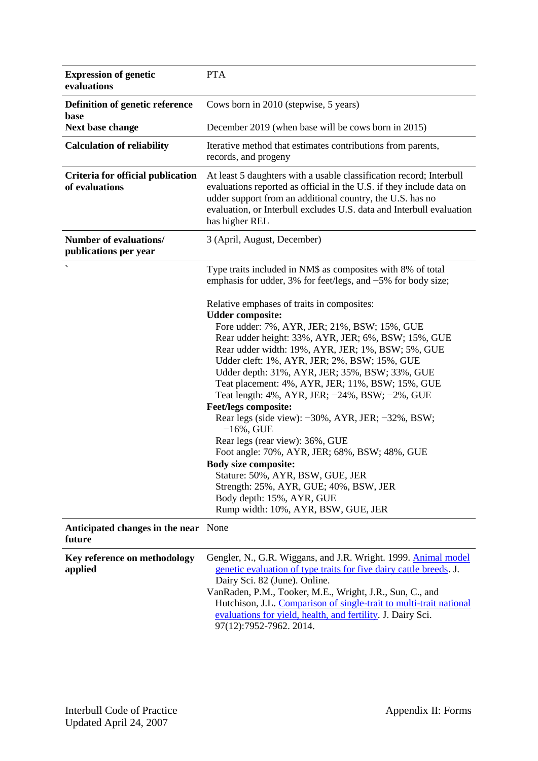| | |
|---|---|
| **Expression of genetic evaluations** | PTA |
| **Definition of genetic reference base** | Cows born in 2010 (stepwise, 5 years) |
| **Next base change** | December 2019 (when base will be cows born in 2015) |
| **Calculation of reliability** | Iterative method that estimates contributions from parents, records, and progeny |
| **Criteria for official publication of evaluations** | At least 5 daughters with a usable classification record; Interbull evaluations reported as official in the U.S. if they include data on udder support from an additional country, the U.S. has no evaluation, or Interbull excludes U.S. data and Interbull evaluation has higher REL |
| **Number of evaluations/ publications per year** | 3 (April, August, December) |
| ` | Type traits included in NM$ as composites with 8% of total emphasis for udder, 3% for feet/legs, and −5% for body size;<br><br>Relative emphases of traits in composites:<br>**Udder composite:**<br>Fore udder: 7%, AYR, JER; 21%, BSW; 15%, GUE<br>Rear udder height: 33%, AYR, JER; 6%, BSW; 15%, GUE<br>Rear udder width: 19%, AYR, JER; 1%, BSW; 5%, GUE<br>Udder cleft: 1%, AYR, JER; 2%, BSW; 15%, GUE<br>Udder depth: 31%, AYR, JER; 35%, BSW; 33%, GUE<br>Teat placement: 4%, AYR, JER; 11%, BSW; 15%, GUE<br>Teat length: 4%, AYR, JER; −24%, BSW; −2%, GUE<br>**Feet/legs composite:**<br>Rear legs (side view): −30%, AYR, JER; −32%, BSW; −16%, GUE<br>Rear legs (rear view): 36%, GUE<br>Foot angle: 70%, AYR, JER; 68%, BSW; 48%, GUE<br>**Body size composite:**<br>Stature: 50%, AYR, BSW, GUE, JER<br>Strength: 25%, AYR, GUE; 40%, BSW, JER<br>Body depth: 15%, AYR, GUE<br>Rump width: 10%, AYR, BSW, GUE, JER |
| **Anticipated changes in the near future** | None |
| **Key reference on methodology applied** | Gengler, N., G.R. Wiggans, and J.R. Wright. 1999. Animal model genetic evaluation of type traits for five dairy cattle breeds. J. Dairy Sci. 82 (June). Online.<br>VanRaden, P.M., Tooker, M.E., Wright, J.R., Sun, C., and Hutchison, J.L. Comparison of single-trait to multi-trait national evaluations for yield, health, and fertility. J. Dairy Sci. 97(12):7952-7962. 2014. |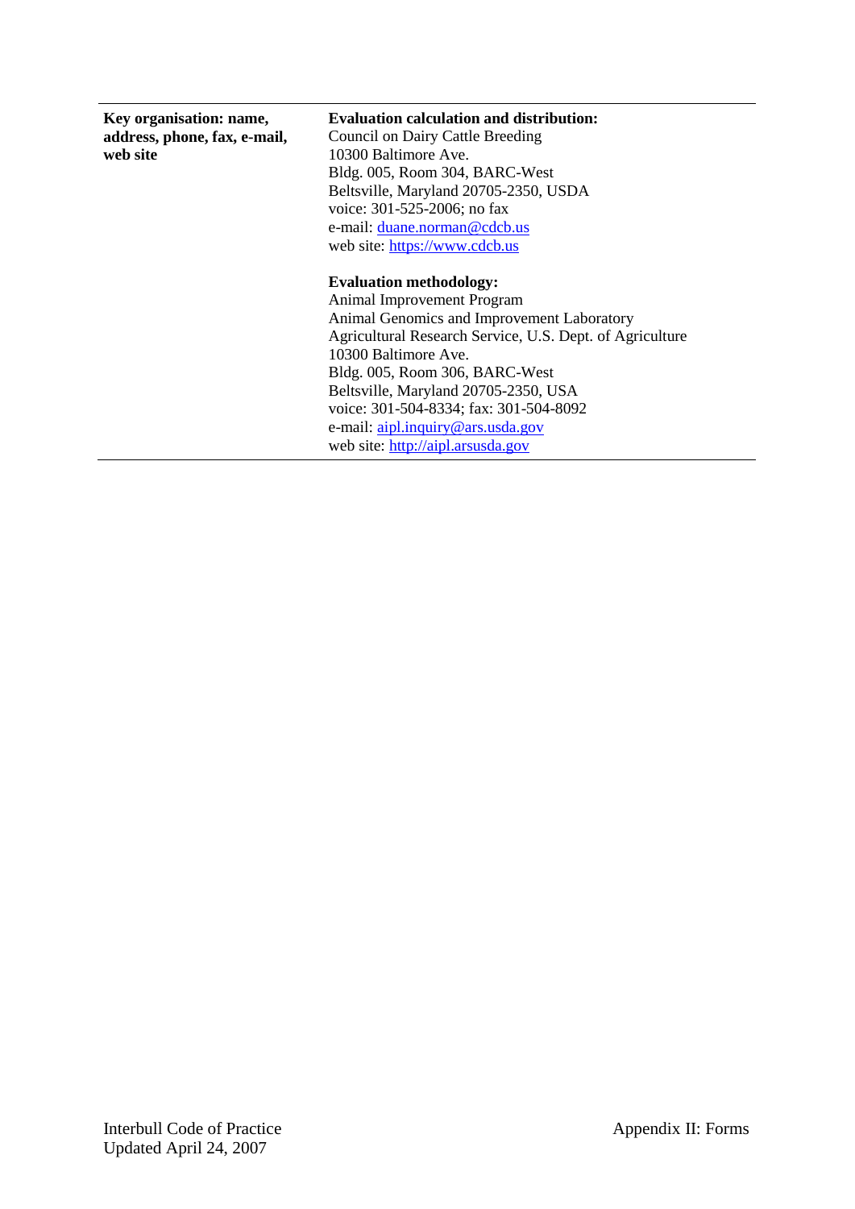| **Key organisation: name, address, phone, fax, e-mail, web site** | **Evaluation calculation and distribution:**<br>Council on Dairy Cattle Breeding<br>10300 Baltimore Ave.<br>Bldg. 005, Room 304, BARC-West<br>Beltsville, Maryland 20705-2350, USDA<br>voice: 301-525-2006; no fax<br>e-mail: duane.norman@cdcb.us<br>web site: https://www.cdcb.us<br><br>**Evaluation methodology:**<br>Animal Improvement Program<br>Animal Genomics and Improvement Laboratory<br>Agricultural Research Service, U.S. Dept. of Agriculture<br>10300 Baltimore Ave.<br>Bldg. 005, Room 306, BARC-West<br>Beltsville, Maryland 20705-2350, USA<br>voice: 301-504-8334; fax: 301-504-8092<br>e-mail: aipl.inquiry@ars.usda.gov<br>web site: http://aipl.arsusda.gov |
|---|---|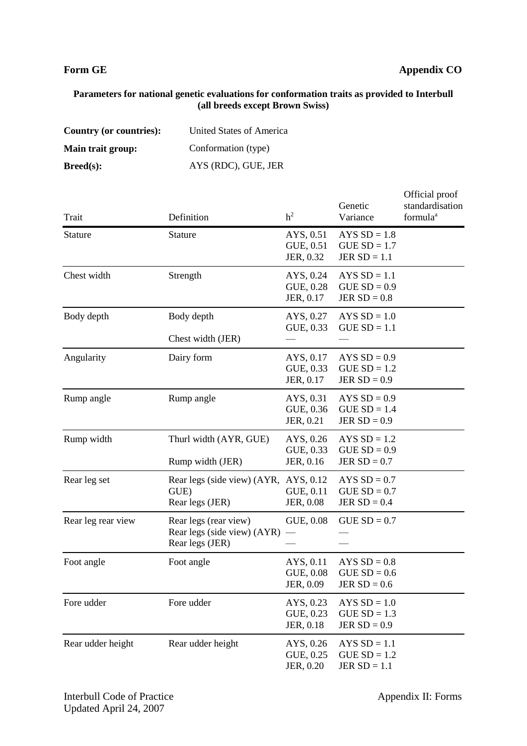**Form GE** **Appendix CO**

**Parameters for national genetic evaluations for conformation traits as provided to Interbull (all breeds except Brown Swiss)**

**Country (or countries):** United States of America

**Main trait group:** Conformation (type)

**Breed(s):** AYS (RDC), GUE, JER

| Trait | Definition | $h^2$ | Genetic Variance | Official proof standardisation formula[a] |
|---|---|---|---|---|
| Stature | Stature | AYS, 0.51<br>GUE, 0.51<br>JER, 0.32 | AYS SD = 1.8<br>GUE SD = 1.7<br>JER SD = 1.1 | |
| Chest width | Strength | AYS, 0.24<br>GUE, 0.28<br>JER, 0.17 | AYS SD = 1.1<br>GUE SD = 0.9<br>JER SD = 0.8 | |
| Body depth | Body depth<br><br>Chest width (JER) | AYS, 0.27<br>GUE, 0.33<br>— | AYS SD = 1.0<br>GUE SD = 1.1<br>— | |
| Angularity | Dairy form | AYS, 0.17<br>GUE, 0.33<br>JER, 0.17 | AYS SD = 0.9<br>GUE SD = 1.2<br>JER SD = 0.9 | |
| Rump angle | Rump angle | AYS, 0.31<br>GUE, 0.36<br>JER, 0.21 | AYS SD = 0.9<br>GUE SD = 1.4<br>JER SD = 0.9 | |
| Rump width | Thurl width (AYR, GUE)<br><br>Rump width (JER) | AYS, 0.26<br>GUE, 0.33<br>JER, 0.16 | AYS SD = 1.2<br>GUE SD = 0.9<br>JER SD = 0.7 | |
| Rear leg set | Rear legs (side view) (AYR, GUE)<br>Rear legs (JER) | AYS, 0.12<br>GUE, 0.11<br>JER, 0.08 | AYS SD = 0.7<br>GUE SD = 0.7<br>JER SD = 0.4 | |
| Rear leg rear view | Rear legs (rear view)<br>Rear legs (side view) (AYR)<br>Rear legs (JER) | GUE, 0.08<br>—<br>— | GUE SD = 0.7<br>—<br>— | |
| Foot angle | Foot angle | AYS, 0.11<br>GUE, 0.08<br>JER, 0.09 | AYS SD = 0.8<br>GUE SD = 0.6<br>JER SD = 0.6 | |
| Fore udder | Fore udder | AYS, 0.23<br>GUE, 0.23<br>JER, 0.18 | AYS SD = 1.0<br>GUE SD = 1.3<br>JER SD = 0.9 | |
| Rear udder height | Rear udder height | AYS, 0.26<br>GUE, 0.25<br>JER, 0.20 | AYS SD = 1.1<br>GUE SD = 1.2<br>JER SD = 1.1 | |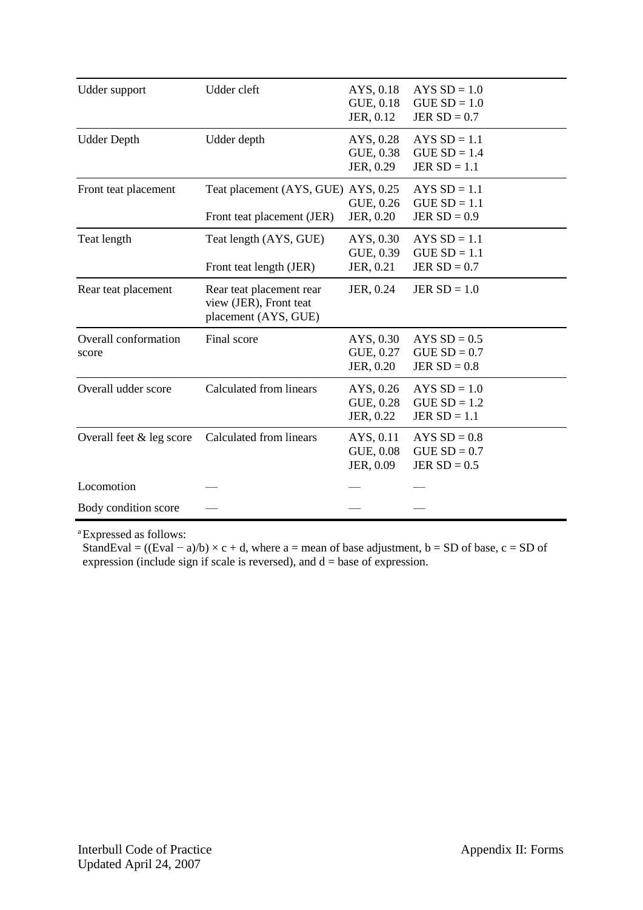| | | | |
|---|---|---|---|
| Udder support | Udder cleft | AYS, 0.18<br>GUE, 0.18<br>JER, 0.12 | AYS SD = 1.0<br>GUE SD = 1.0<br>JER SD = 0.7 |
| Udder Depth | Udder depth | AYS, 0.28<br>GUE, 0.38<br>JER, 0.29 | AYS SD = 1.1<br>GUE SD = 1.4<br>JER SD = 1.1 |
| Front teat placement | Teat placement (AYS, GUE)<br>Front teat placement (JER) | AYS, 0.25<br>GUE, 0.26<br>JER, 0.20 | AYS SD = 1.1<br>GUE SD = 1.1<br>JER SD = 0.9 |
| Teat length | Teat length (AYS, GUE)<br>Front teat length (JER) | AYS, 0.30<br>GUE, 0.39<br>JER, 0.21 | AYS SD = 1.1<br>GUE SD = 1.1<br>JER SD = 0.7 |
| Rear teat placement | Rear teat placement rear view (JER), Front teat placement (AYS, GUE) | JER, 0.24 | JER SD = 1.0 |
| Overall conformation score | Final score | AYS, 0.30<br>GUE, 0.27<br>JER, 0.20 | AYS SD = 0.5<br>GUE SD = 0.7<br>JER SD = 0.8 |
| Overall udder score | Calculated from linears | AYS, 0.26<br>GUE, 0.28<br>JER, 0.22 | AYS SD = 1.0<br>GUE SD = 1.2<br>JER SD = 1.1 |
| Overall feet & leg score | Calculated from linears | AYS, 0.11<br>GUE, 0.08<br>JER, 0.09 | AYS SD = 0.8<br>GUE SD = 0.7<br>JER SD = 0.5 |
| Locomotion | — | — | — |
| Body condition score | — | — | — |

[a] Expressed as follows:
StandEval = ((Eval − a)/b) × c + d, where a = mean of base adjustment, b = SD of base, c = SD of expression (include sign if scale is reversed), and d = base of expression.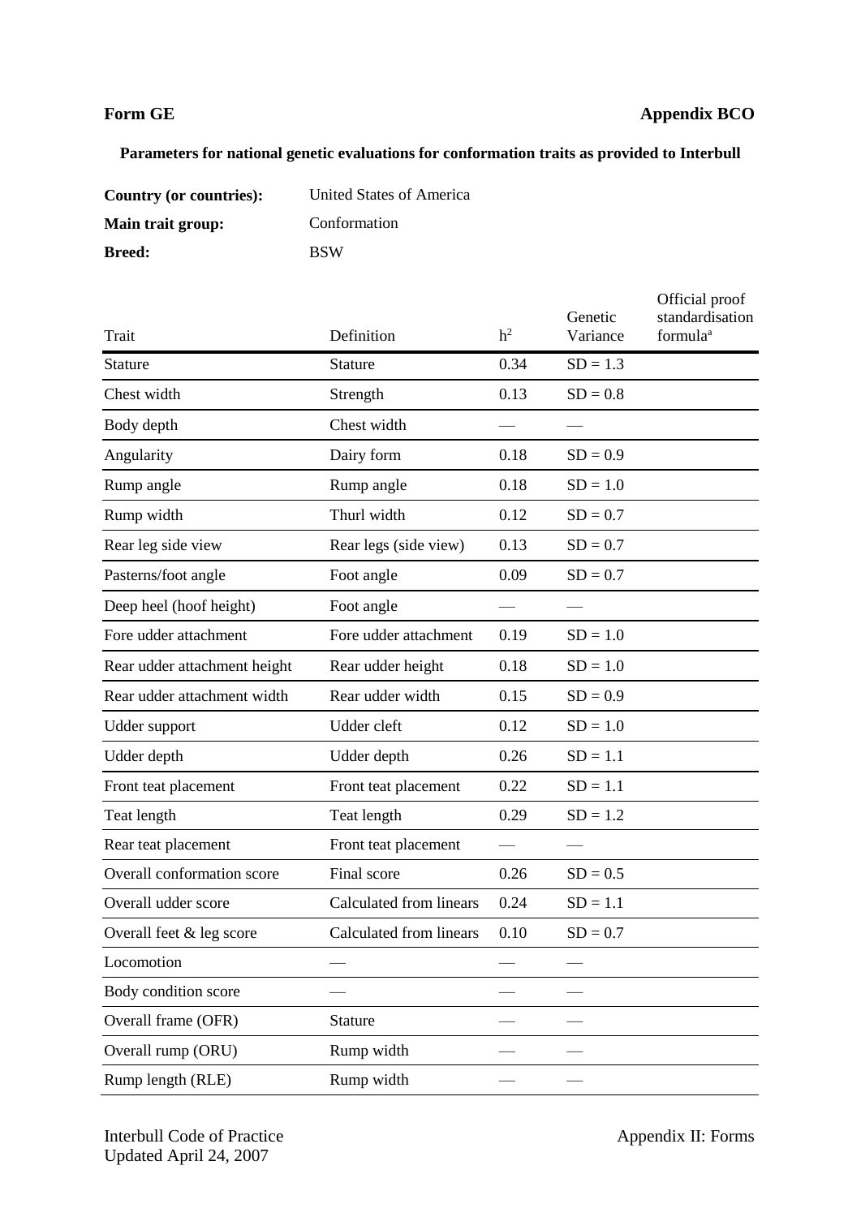**Form GE** **Appendix BCO**

**Parameters for national genetic evaluations for conformation traits as provided to Interbull**

**Country (or countries):** United States of America

**Main trait group:** Conformation

**Breed:** BSW

| Trait | Definition | $h^2$ | Genetic Variance | Official proof standardisation formula[a] |
|---|---|---|---|---|
| Stature | Stature | 0.34 | SD = 1.3 | |
| Chest width | Strength | 0.13 | SD = 0.8 | |
| Body depth | Chest width | — | — | |
| Angularity | Dairy form | 0.18 | SD = 0.9 | |
| Rump angle | Rump angle | 0.18 | SD = 1.0 | |
| Rump width | Thurl width | 0.12 | SD = 0.7 | |
| Rear leg side view | Rear legs (side view) | 0.13 | SD = 0.7 | |
| Pasterns/foot angle | Foot angle | 0.09 | SD = 0.7 | |
| Deep heel (hoof height) | Foot angle | — | — | |
| Fore udder attachment | Fore udder attachment | 0.19 | SD = 1.0 | |
| Rear udder attachment height | Rear udder height | 0.18 | SD = 1.0 | |
| Rear udder attachment width | Rear udder width | 0.15 | SD = 0.9 | |
| Udder support | Udder cleft | 0.12 | SD = 1.0 | |
| Udder depth | Udder depth | 0.26 | SD = 1.1 | |
| Front teat placement | Front teat placement | 0.22 | SD = 1.1 | |
| Teat length | Teat length | 0.29 | SD = 1.2 | |
| Rear teat placement | Front teat placement | — | — | |
| Overall conformation score | Final score | 0.26 | SD = 0.5 | |
| Overall udder score | Calculated from linears | 0.24 | SD = 1.1 | |
| Overall feet & leg score | Calculated from linears | 0.10 | SD = 0.7 | |
| Locomotion | — | — | — | |
| Body condition score | — | — | — | |
| Overall frame (OFR) | Stature | — | — | |
| Overall rump (ORU) | Rump width | — | — | |
| Rump length (RLE) | Rump width | — | — | |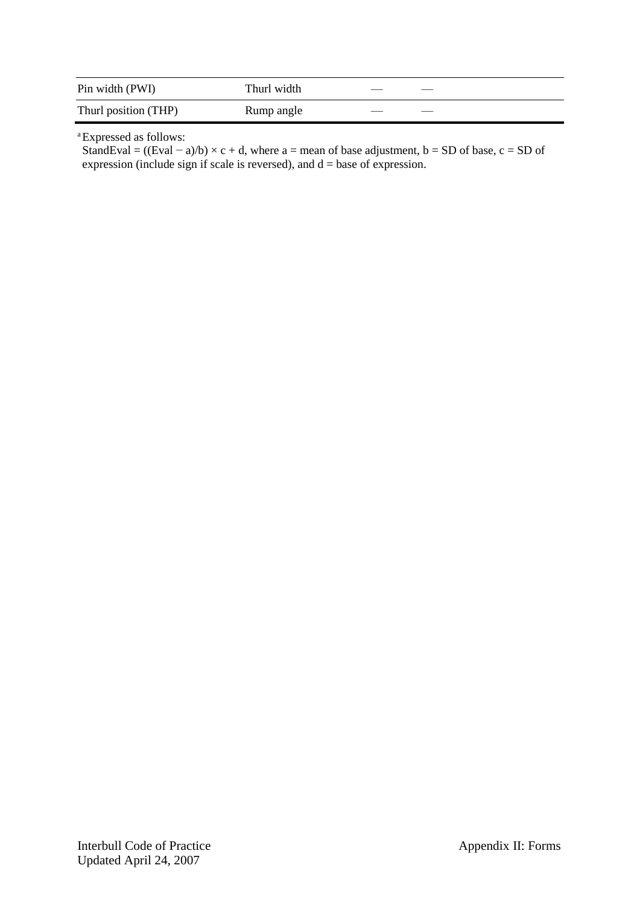| | | | |
|---|---|---|---|
| Pin width (PWI) | Thurl width | — | — |
| Thurl position (THP) | Rump angle | — | — |

[a] Expressed as follows:
StandEval = ((Eval − a)/b) × c + d, where a = mean of base adjustment, b = SD of base, c = SD of expression (include sign if scale is reversed), and d = base of expression.